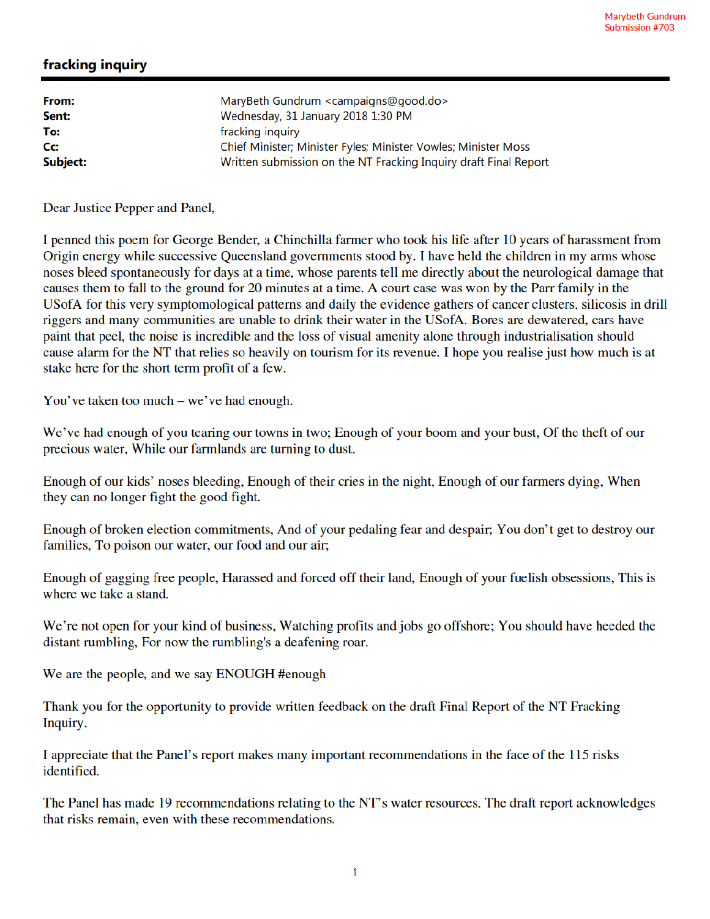Marybeth Gundrum
Submission #703

## fracking inquiry

| | |
|---|---|
| **From:** | MaryBeth Gundrum <campaigns@good.do> |
| **Sent:** | Wednesday, 31 January 2018 1:30 PM |
| **To:** | fracking inquiry |
| **Cc:** | Chief Minister; Minister Fyles; Minister Vowles; Minister Moss |
| **Subject:** | Written submission on the NT Fracking Inquiry draft Final Report |

Dear Justice Pepper and Panel,

I penned this poem for George Bender, a Chinchilla farmer who took his life after 10 years of harassment from Origin energy while successive Queensland governments stood by. I have held the children in my arms whose noses bleed spontaneously for days at a time, whose parents tell me directly about the neurological damage that causes them to fall to the ground for 20 minutes at a time. A court case was won by the Parr family in the USofA for this very symptomological patterns and daily the evidence gathers of cancer clusters, silicosis in drill riggers and many communities are unable to drink their water in the USofA. Bores are dewatered, cars have paint that peel, the noise is incredible and the loss of visual amenity alone through industrialisation should cause alarm for the NT that relies so heavily on tourism for its revenue. I hope you realise just how much is at stake here for the short term profit of a few.

You've taken too much – we've had enough.

We've had enough of you tearing our towns in two; Enough of your boom and your bust, Of the theft of our precious water, While our farmlands are turning to dust.

Enough of our kids' noses bleeding, Enough of their cries in the night, Enough of our farmers dying, When they can no longer fight the good fight.

Enough of broken election commitments, And of your pedaling fear and despair; You don't get to destroy our families, To poison our water, our food and our air;

Enough of gagging free people, Harassed and forced off their land, Enough of your fuelish obsessions, This is where we take a stand.

We're not open for your kind of business, Watching profits and jobs go offshore; You should have heeded the distant rumbling, For now the rumbling's a deafening roar.

We are the people, and we say ENOUGH #enough

Thank you for the opportunity to provide written feedback on the draft Final Report of the NT Fracking Inquiry.

I appreciate that the Panel's report makes many important recommendations in the face of the 115 risks identified.

The Panel has made 19 recommendations relating to the NT's water resources. The draft report acknowledges that risks remain, even with these recommendations.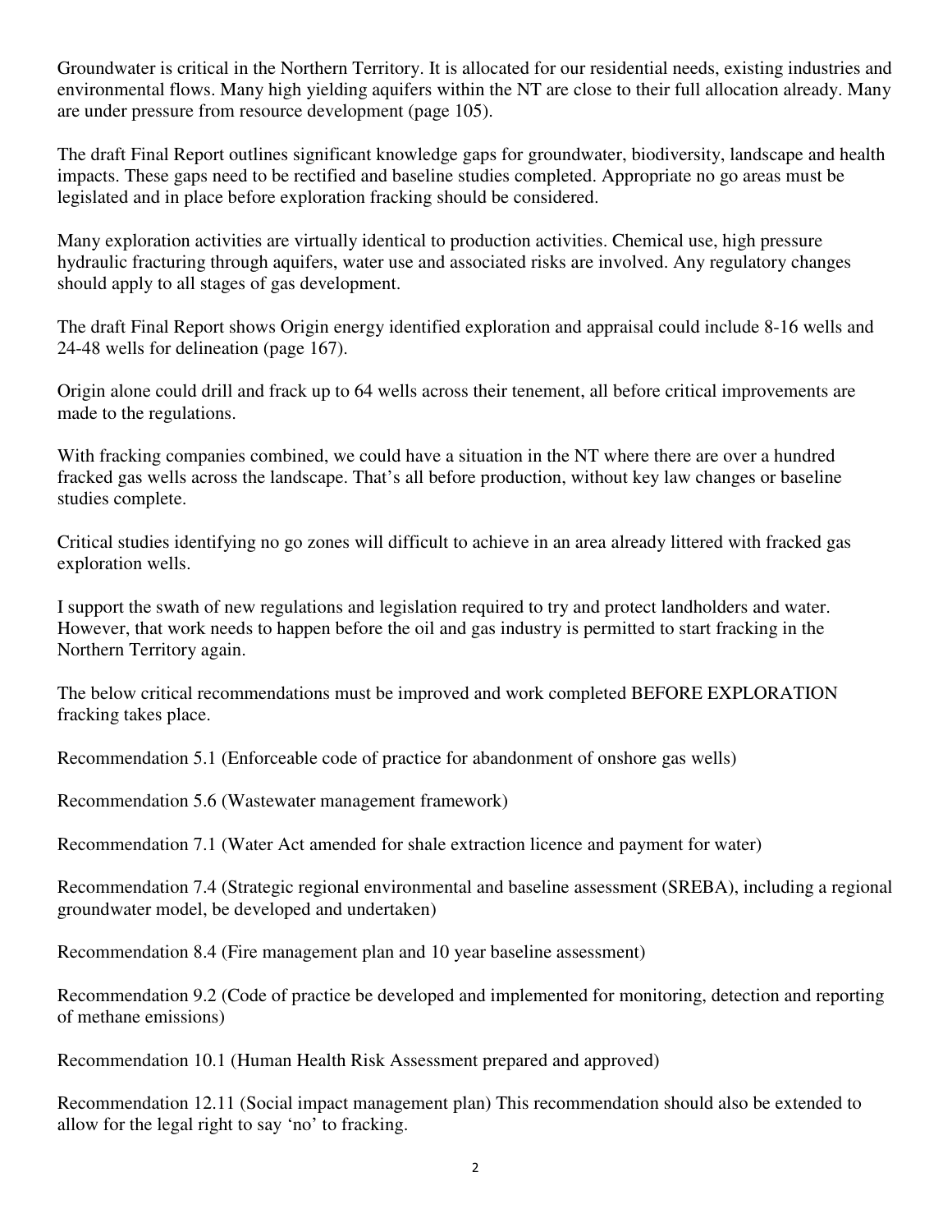Groundwater is critical in the Northern Territory. It is allocated for our residential needs, existing industries and environmental flows. Many high yielding aquifers within the NT are close to their full allocation already. Many are under pressure from resource development (page 105).

The draft Final Report outlines significant knowledge gaps for groundwater, biodiversity, landscape and health impacts. These gaps need to be rectified and baseline studies completed. Appropriate no go areas must be legislated and in place before exploration fracking should be considered.

Many exploration activities are virtually identical to production activities. Chemical use, high pressure hydraulic fracturing through aquifers, water use and associated risks are involved. Any regulatory changes should apply to all stages of gas development.

The draft Final Report shows Origin energy identified exploration and appraisal could include 8-16 wells and 24-48 wells for delineation (page 167).

Origin alone could drill and frack up to 64 wells across their tenement, all before critical improvements are made to the regulations.

With fracking companies combined, we could have a situation in the NT where there are over a hundred fracked gas wells across the landscape. That's all before production, without key law changes or baseline studies complete.

Critical studies identifying no go zones will difficult to achieve in an area already littered with fracked gas exploration wells.

I support the swath of new regulations and legislation required to try and protect landholders and water. However, that work needs to happen before the oil and gas industry is permitted to start fracking in the Northern Territory again.

The below critical recommendations must be improved and work completed BEFORE EXPLORATION fracking takes place.

Recommendation 5.1 (Enforceable code of practice for abandonment of onshore gas wells)

Recommendation 5.6 (Wastewater management framework)

Recommendation 7.1 (Water Act amended for shale extraction licence and payment for water)

Recommendation 7.4 (Strategic regional environmental and baseline assessment (SREBA), including a regional groundwater model, be developed and undertaken)

Recommendation 8.4 (Fire management plan and 10 year baseline assessment)

Recommendation 9.2 (Code of practice be developed and implemented for monitoring, detection and reporting of methane emissions)

Recommendation 10.1 (Human Health Risk Assessment prepared and approved)

Recommendation 12.11 (Social impact management plan) This recommendation should also be extended to allow for the legal right to say 'no' to fracking.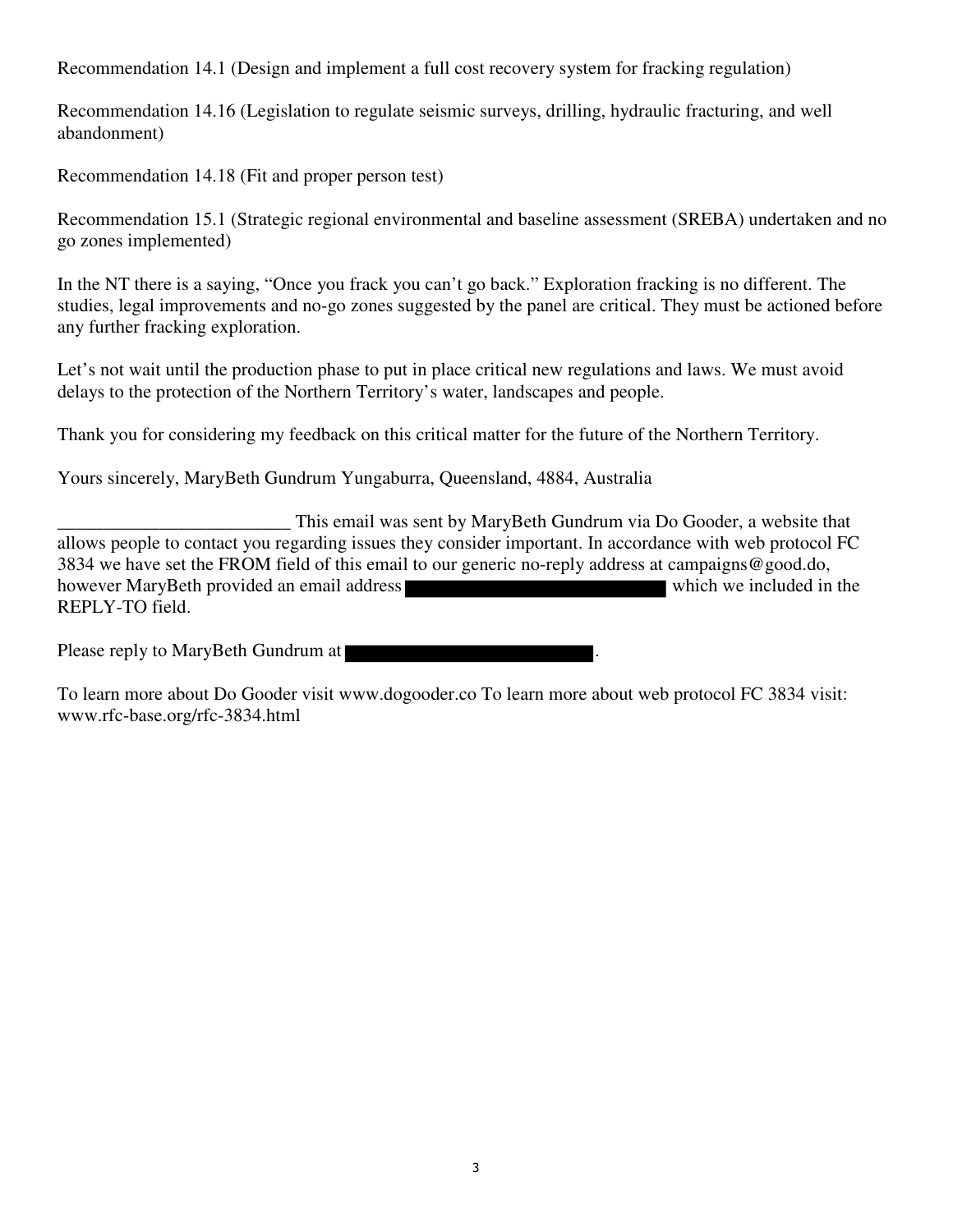Recommendation 14.1 (Design and implement a full cost recovery system for fracking regulation)

Recommendation 14.16 (Legislation to regulate seismic surveys, drilling, hydraulic fracturing, and well abandonment)

Recommendation 14.18 (Fit and proper person test)

Recommendation 15.1 (Strategic regional environmental and baseline assessment (SREBA) undertaken and no go zones implemented)

In the NT there is a saying, "Once you frack you can't go back." Exploration fracking is no different. The studies, legal improvements and no-go zones suggested by the panel are critical. They must be actioned before any further fracking exploration.

Let's not wait until the production phase to put in place critical new regulations and laws. We must avoid delays to the protection of the Northern Territory's water, landscapes and people.

Thank you for considering my feedback on this critical matter for the future of the Northern Territory.

Yours sincerely, MaryBeth Gundrum Yungaburra, Queensland, 4884, Australia

________________________ This email was sent by MaryBeth Gundrum via Do Gooder, a website that allows people to contact you regarding issues they consider important. In accordance with web protocol FC 3834 we have set the FROM field of this email to our generic no-reply address at campaigns@good.do, however MaryBeth provided an email address [redacted] which we included in the REPLY-TO field.

Please reply to MaryBeth Gundrum at [redacted].

To learn more about Do Gooder visit www.dogooder.co To learn more about web protocol FC 3834 visit: www.rfc-base.org/rfc-3834.html